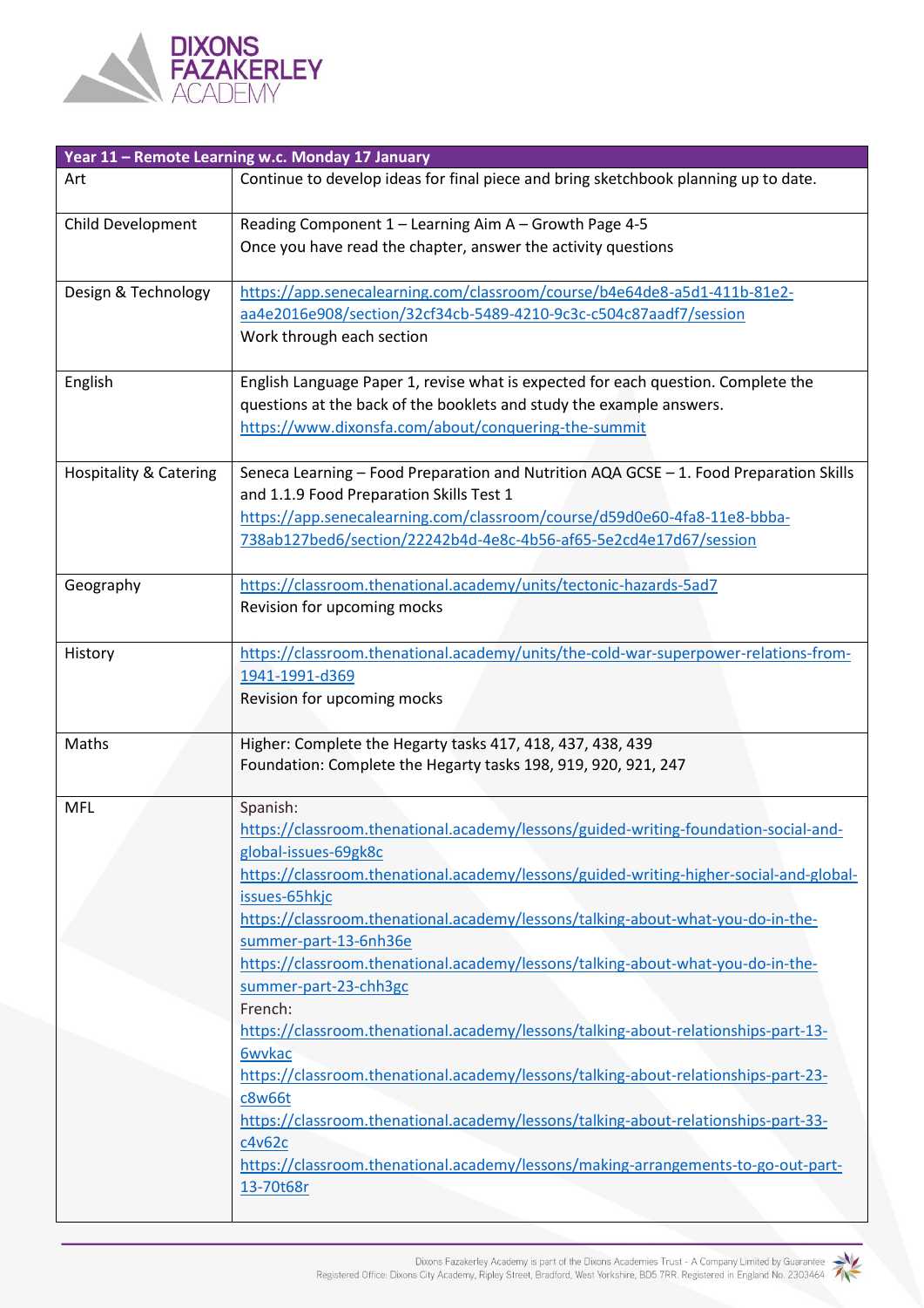DIXONS FAZAKERLEY ACADEMY

| Year 11 – Remote Learning w.c. Monday 17 January | |
|---|---|
| Art | Continue to develop ideas for final piece and bring sketchbook planning up to date. |
| Child Development | Reading Component 1 – Learning Aim A – Growth Page 4-5<br>Once you have read the chapter, answer the activity questions |
| Design & Technology | https://app.senecalearning.com/classroom/course/b4e64de8-a5d1-411b-81e2-aa4e2016e908/section/32cf34cb-5489-4210-9c3c-c504c87aadf7/session<br>Work through each section |
| English | English Language Paper 1, revise what is expected for each question. Complete the questions at the back of the booklets and study the example answers.<br>https://www.dixonsfa.com/about/conquering-the-summit |
| Hospitality & Catering | Seneca Learning – Food Preparation and Nutrition AQA GCSE – 1. Food Preparation Skills and 1.1.9 Food Preparation Skills Test 1<br>https://app.senecalearning.com/classroom/course/d59d0e60-4fa8-11e8-bbba-738ab127bed6/section/22242b4d-4e8c-4b56-af65-5e2cd4e17d67/session |
| Geography | https://classroom.thenational.academy/units/tectonic-hazards-5ad7<br>Revision for upcoming mocks |
| History | https://classroom.thenational.academy/units/the-cold-war-superpower-relations-from-1941-1991-d369<br>Revision for upcoming mocks |
| Maths | Higher: Complete the Hegarty tasks 417, 418, 437, 438, 439<br>Foundation: Complete the Hegarty tasks 198, 919, 920, 921, 247 |
| MFL | Spanish:<br>https://classroom.thenational.academy/lessons/guided-writing-foundation-social-and-global-issues-69gk8c<br>https://classroom.thenational.academy/lessons/guided-writing-higher-social-and-global-issues-65hkjc<br>https://classroom.thenational.academy/lessons/talking-about-what-you-do-in-the-summer-part-13-6nh36e<br>https://classroom.thenational.academy/lessons/talking-about-what-you-do-in-the-summer-part-23-chh3gc<br>French:<br>https://classroom.thenational.academy/lessons/talking-about-relationships-part-13-6wvkac<br>https://classroom.thenational.academy/lessons/talking-about-relationships-part-23-c8w66t<br>https://classroom.thenational.academy/lessons/talking-about-relationships-part-33-c4v62c<br>https://classroom.thenational.academy/lessons/making-arrangements-to-go-out-part-13-70t68r |

Dixons Fazakerley Academy is part of the Dixons Academies Trust - A Company Limited by Guarantee
Registered Office: Dixons City Academy, Ripley Street, Bradford, West Yorkshire, BD5 7RR. Registered in England No. 2303464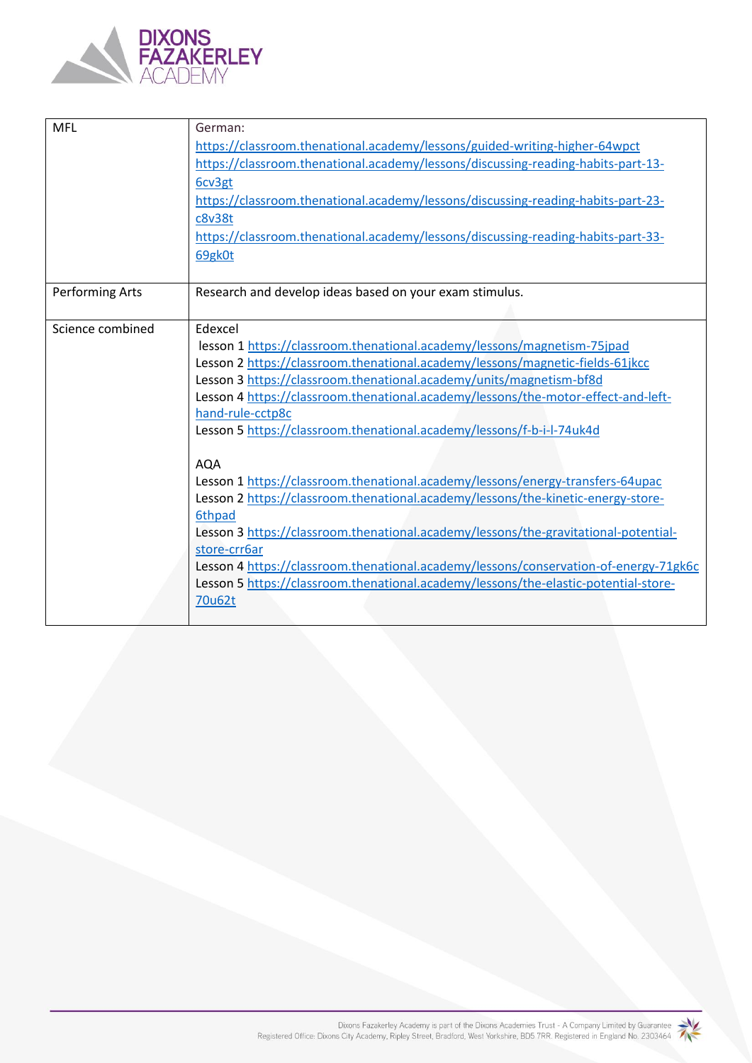| | |
|---|---|
| MFL | German:<br>https://classroom.thenational.academy/lessons/guided-writing-higher-64wpct<br>https://classroom.thenational.academy/lessons/discussing-reading-habits-part-13-6cv3gt<br>https://classroom.thenational.academy/lessons/discussing-reading-habits-part-23-c8v38t<br>https://classroom.thenational.academy/lessons/discussing-reading-habits-part-33-69gk0t |
| Performing Arts | Research and develop ideas based on your exam stimulus. |
| Science combined | Edexcel<br>lesson 1 https://classroom.thenational.academy/lessons/magnetism-75jpad<br>Lesson 2 https://classroom.thenational.academy/lessons/magnetic-fields-61jkcc<br>Lesson 3 https://classroom.thenational.academy/units/magnetism-bf8d<br>Lesson 4 https://classroom.thenational.academy/lessons/the-motor-effect-and-left-hand-rule-cctp8c<br>Lesson 5 https://classroom.thenational.academy/lessons/f-b-i-l-74uk4d<br><br>AQA<br>Lesson 1 https://classroom.thenational.academy/lessons/energy-transfers-64upac<br>Lesson 2 https://classroom.thenational.academy/lessons/the-kinetic-energy-store-6thpad<br>Lesson 3 https://classroom.thenational.academy/lessons/the-gravitational-potential-store-crr6ar<br>Lesson 4 https://classroom.thenational.academy/lessons/conservation-of-energy-71gk6c<br>Lesson 5 https://classroom.thenational.academy/lessons/the-elastic-potential-store-70u62t |